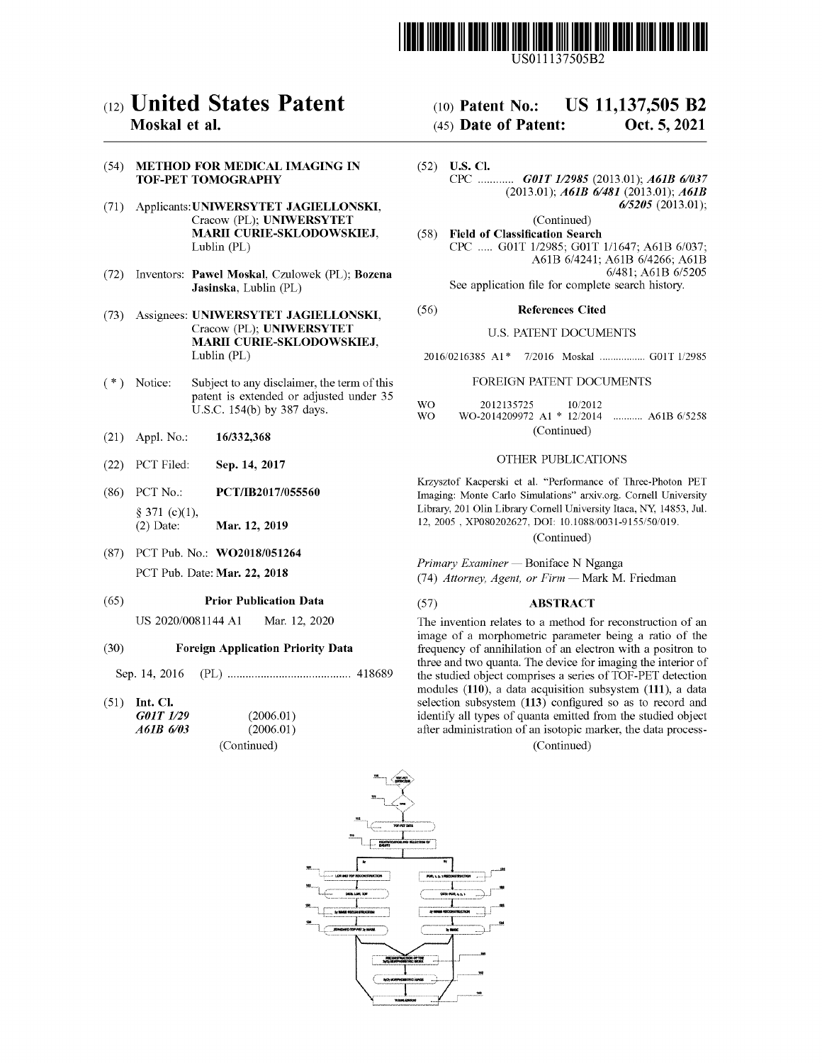US011137505B2

# (12) United States Patent
**Moskal et al.**

(10) **Patent No.: US 11,137,505 B2**

(45) **Date of Patent: Oct. 5, 2021**

(54) **METHOD FOR MEDICAL IMAGING IN TOF-PET TOMOGRAPHY**

(71) Applicants: **UNIWERSYTET JAGIELLONSKI**, Cracow (PL); **UNIWERSYTET MARII CURIE-SKLODOWSKIEJ**, Lublin (PL)

(72) Inventors: **Pawel Moskal**, Czulowek (PL); **Bozena Jasinska**, Lublin (PL)

(73) Assignees: **UNIWERSYTET JAGIELLONSKI**, Cracow (PL); **UNIWERSYTET MARII CURIE-SKLODOWSKIEJ**, Lublin (PL)

(*) Notice: Subject to any disclaimer, the term of this patent is extended or adjusted under 35 U.S.C. 154(b) by 387 days.

(21) Appl. No.: **16/332,368**

(22) PCT Filed: **Sep. 14, 2017**

(86) PCT No.: **PCT/IB2017/055560**

§ 371 (c)(1),
(2) Date: **Mar. 12, 2019**

(87) PCT Pub. No.: **WO2018/051264**

PCT Pub. Date: **Mar. 22, 2018**

(65) **Prior Publication Data**

US 2020/0081144 A1 Mar. 12, 2020

(30) **Foreign Application Priority Data**

Sep. 14, 2016 (PL) ........................................ 418689

(51) **Int. Cl.**

| | |
|---|---|
| ***G01T 1/29*** | (2006.01) |
| ***A61B 6/03*** | (2006.01) |

(Continued)

(52) **U.S. Cl.**

CPC ............ ***G01T 1/2985*** (2013.01); ***A61B 6/037*** (2013.01); ***A61B 6/481*** (2013.01); ***A61B 6/5205*** (2013.01);

(Continued)

(58) **Field of Classification Search**

CPC ..... G01T 1/2985; G01T 1/1647; A61B 6/037; A61B 6/4241; A61B 6/4266; A61B 6/481; A61B 6/5205

See application file for complete search history.

(56) **References Cited**

U.S. PATENT DOCUMENTS

2016/0216385 A1* 7/2016 Moskal ................ G01T 1/2985

FOREIGN PATENT DOCUMENTS

| | | | |
|---|---|---|---|
| WO | 2012135725 | 10/2012 | |
| WO | WO-2014209972 A1 * | 12/2014 | ........... A61B 6/5258 |

(Continued)

OTHER PUBLICATIONS

Krzysztof Kacperski et al. "Performance of Three-Photon PET Imaging: Monte Carlo Simulations" arxiv.org. Cornell University Library, 201 Olin Library Cornell University Itaca, NY, 14853, Jul. 12, 2005 , XP080202627, DOI: 10.1088/0031-9155/50/019.

(Continued)

*Primary Examiner* — Boniface N Nganga

(74) *Attorney, Agent, or Firm* — Mark M. Friedman

(57) **ABSTRACT**

The invention relates to a method for reconstruction of an image of a morphometric parameter being a ratio of the frequency of annihilation of an electron with a positron to three and two quanta. The device for imaging the interior of the studied object comprises a series of TOF-PET detection modules (**110**), a data acquisition subsystem (**111**), a data selection subsystem (**113**) configured so as to record and identify all types of quanta emitted from the studied object after administration of an isotopic marker, the data process-

(Continued)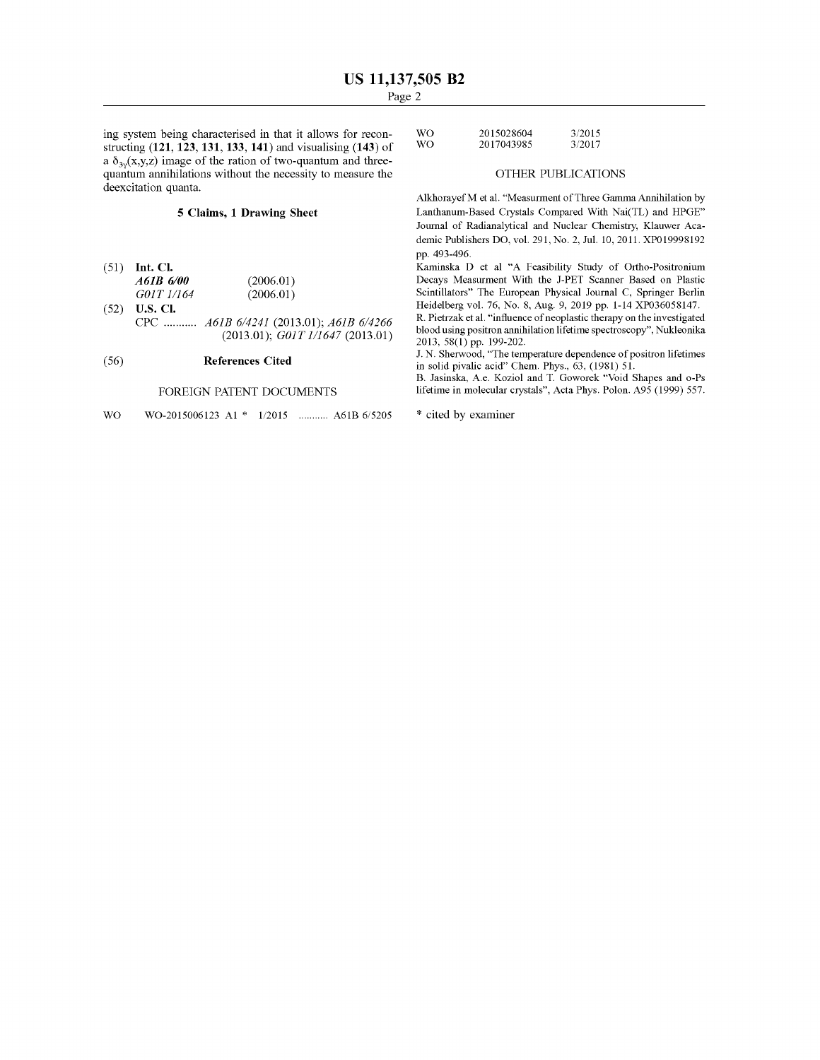ing system being characterised in that it allows for reconstructing (**121**, **123**, **131**, **133**, **141**) and visualising (**143**) of a $\delta_{3\gamma}(x,y,z)$ image of the ration of two-quantum and three-quantum annihilations without the necessity to measure the deexcitation quanta.

**5 Claims, 1 Drawing Sheet**

(51) **Int. Cl.**

*A61B 6/00* (2006.01)
*G01T 1/164* (2006.01)

(52) **U.S. Cl.**

CPC ........... *A61B 6/4241* (2013.01); *A61B 6/4266* (2013.01); *G01T 1/1647* (2013.01)

(56) **References Cited**

FOREIGN PATENT DOCUMENTS

| | | | |
|---|---|---|---|
| WO | WO-2015006123 A1 * | 1/2015 | ........... A61B 6/5205 |
| WO | 2015028604 | 3/2015 | |
| WO | 2017043985 | 3/2017 | |

OTHER PUBLICATIONS

Alkhorayef M et al. "Measurment of Three Gamma Annihilation by Lanthanum-Based Crystals Compared With Nai(TL) and HPGE" Journal of Radianalytical and Nuclear Chemistry, Klauwer Academic Publishers DO, vol. 291, No. 2, Jul. 10, 2011. XP019998192 pp. 493-496.

Kaminska D et al "A Feasibility Study of Ortho-Positronium Decays Measurment With the J-PET Scanner Based on Plastic Scintillators" The European Physical Journal C, Springer Berlin Heidelberg vol. 76, No. 8, Aug. 9, 2019 pp. 1-14 XP036058147.

R. Pietrzak et al. "influence of neoplastic therapy on the investigated blood using positron annihilation lifetime spectroscopy", Nukleonika 2013, 58(1) pp. 199-202.

J. N. Sherwood, "The temperature dependence of positron lifetimes in solid pivalic acid" Chem. Phys., 63, (1981) 51.

B. Jasinska, A.e. Koziol and T. Goworek "Void Shapes and o-Ps lifetime in molecular crystals", Acta Phys. Polon. A95 (1999) 557.

\* cited by examiner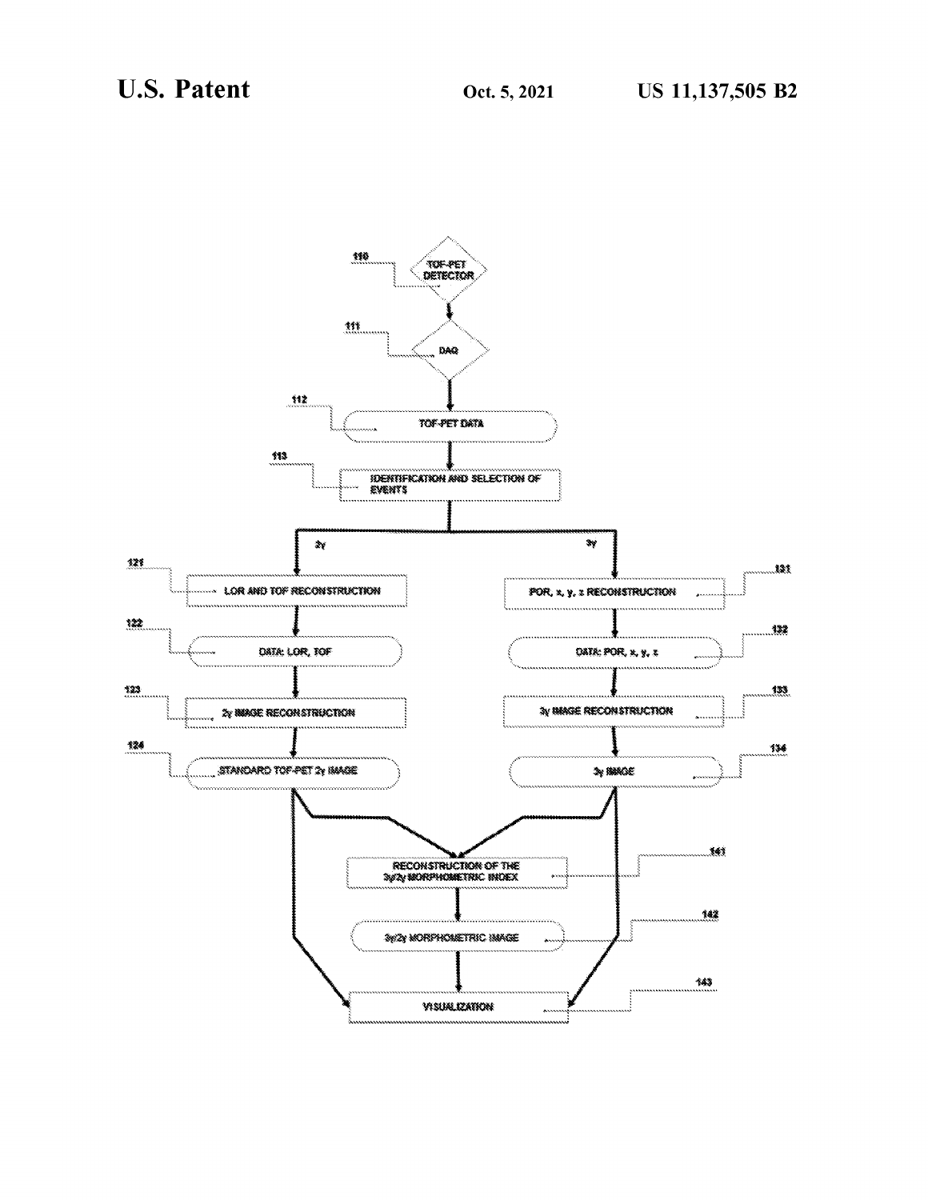110 TOF-PET DETECTOR

111 DAQ

112 TOF-PET DATA

113 IDENTIFICATION AND SELECTION OF EVENTS

2γ

3γ

121 LOR AND TOF RECONSTRUCTION

122 DATA: LOR, TOF

123 2γ IMAGE RECONSTRUCTION

124 STANDARD TOF-PET 2γ IMAGE

131 POR, x, y, z RECONSTRUCTION

132 DATA: POR, x, y, z

133 3γ IMAGE RECONSTRUCTION

134 3γ IMAGE

141 RECONSTRUCTION OF THE 3γ/2γ MORPHOMETRIC INDEX

142 3γ/2γ MORPHOMETRIC IMAGE

143 VISUALIZATION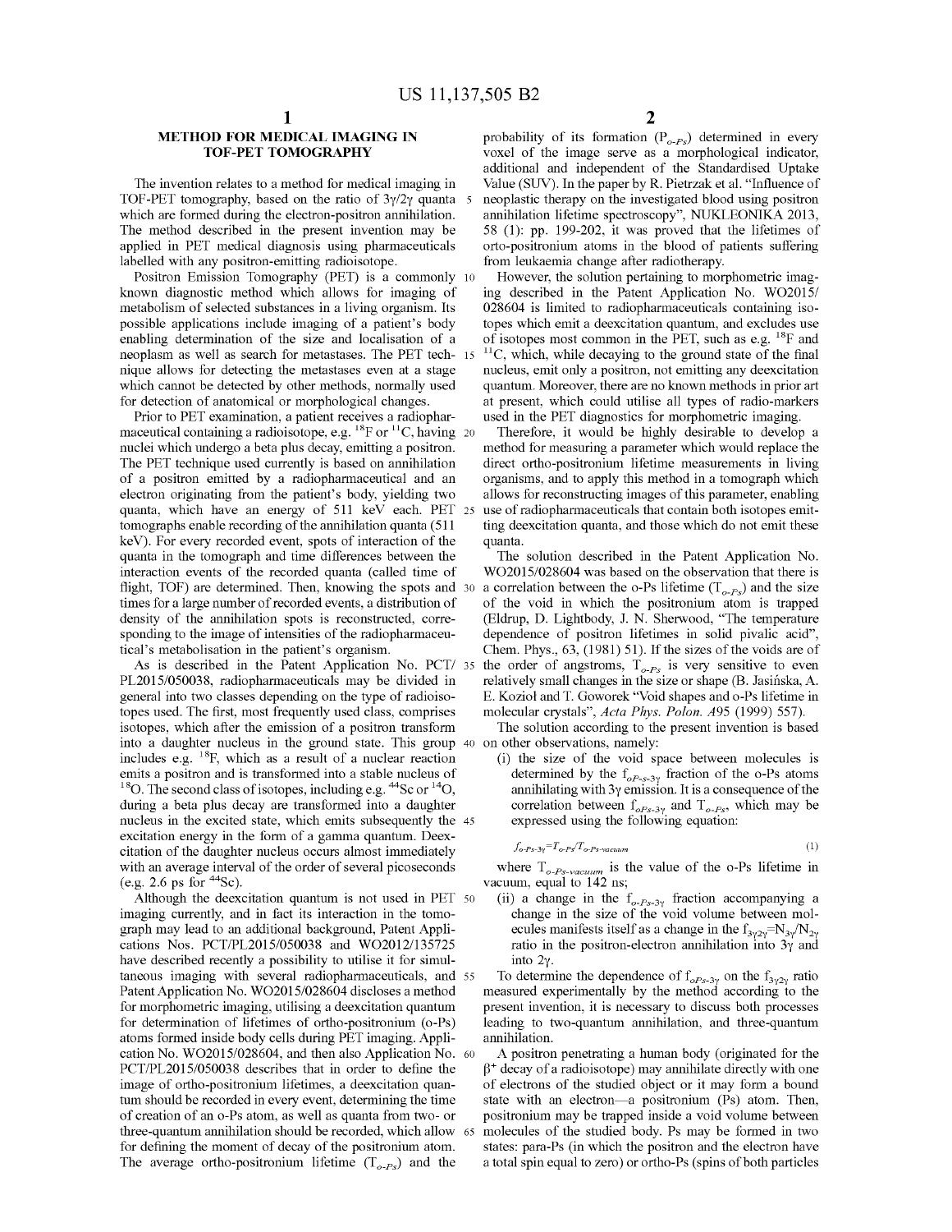# METHOD FOR MEDICAL IMAGING IN TOF-PET TOMOGRAPHY

The invention relates to a method for medical imaging in TOF-PET tomography, based on the ratio of $3\gamma/2\gamma$ quanta which are formed during the electron-positron annihilation. The method described in the present invention may be applied in PET medical diagnosis using pharmaceuticals labelled with any positron-emitting radioisotope.

Positron Emission Tomography (PET) is a commonly known diagnostic method which allows for imaging of metabolism of selected substances in a living organism. Its possible applications include imaging of a patient's body enabling determination of the size and localisation of a neoplasm as well as search for metastases. The PET technique allows for detecting the metastases even at a stage which cannot be detected by other methods, normally used for detection of anatomical or morphological changes.

Prior to PET examination, a patient receives a radiopharmaceutical containing a radioisotope, e.g. $^{18}F$ or $^{11}C$, having nuclei which undergo a beta plus decay, emitting a positron. The PET technique used currently is based on annihilation of a positron emitted by a radiopharmaceutical and an electron originating from the patient's body, yielding two quanta, which have an energy of 511 keV each. PET tomographs enable recording of the annihilation quanta (511 keV). For every recorded event, spots of interaction of the quanta in the tomograph and time differences between the interaction events of the recorded quanta (called time of flight, TOF) are determined. Then, knowing the spots and times for a large number of recorded events, a distribution of density of the annihilation spots is reconstructed, corresponding to the image of intensities of the radiopharmaceutical's metabolisation in the patient's organism.

As is described in the Patent Application No. PCT/PL2015/050038, radiopharmaceuticals may be divided in general into two classes depending on the type of radioisotopes used. The first, most frequently used class, comprises isotopes, which after the emission of a positron transform into a daughter nucleus in the ground state. This group includes e.g. $^{18}F$, which as a result of a nuclear reaction emits a positron and is transformed into a stable nucleus of $^{18}O$. The second class of isotopes, including e.g. $^{44}Sc$ or $^{14}O$, during a beta plus decay are transformed into a daughter nucleus in the excited state, which emits subsequently the excitation energy in the form of a gamma quantum. Deexcitation of the daughter nucleus occurs almost immediately with an average interval of the order of several picoseconds (e.g. 2.6 ps for $^{44}Sc$).

Although the deexcitation quantum is not used in PET imaging currently, and in fact its interaction in the tomograph may lead to an additional background, Patent Applications Nos. PCT/PL2015/050038 and WO2012/135725 have described recently a possibility to utilise it for simultaneous imaging with several radiopharmaceuticals, and Patent Application No. WO2015/028604 discloses a method for morphometric imaging, utilising a deexcitation quantum for determination of lifetimes of ortho-positronium (o-Ps) atoms formed inside body cells during PET imaging. Application No. WO2015/028604, and then also Application No. PCT/PL2015/050038 describes that in order to define the image of ortho-positronium lifetimes, a deexcitation quantum should be recorded in every event, determining the time of creation of an o-Ps atom, as well as quanta from two- or three-quantum annihilation should be recorded, which allow for defining the moment of decay of the positronium atom. The average ortho-positronium lifetime ($T_{o-Ps}$) and the probability of its formation ($P_{o-Ps}$) determined in every voxel of the image serve as a morphological indicator, additional and independent of the Standardised Uptake Value (SUV). In the paper by R. Pietrzak et al. "Influence of neoplastic therapy on the investigated blood using positron annihilation lifetime spectroscopy", NUKLEONIKA 2013, 58 (1): pp. 199-202, it was proved that the lifetimes of orto-positronium atoms in the blood of patients suffering from leukaemia change after radiotherapy.

However, the solution pertaining to morphometric imaging described in the Patent Application No. WO2015/028604 is limited to radiopharmaceuticals containing isotopes which emit a deexcitation quantum, and excludes use of isotopes most common in the PET, such as e.g. $^{18}F$ and $^{11}C$, which, while decaying to the ground state of the final nucleus, emit only a positron, not emitting any deexcitation quantum. Moreover, there are no known methods in prior art at present, which could utilise all types of radio-markers used in the PET diagnostics for morphometric imaging.

Therefore, it would be highly desirable to develop a method for measuring a parameter which would replace the direct ortho-positronium lifetime measurements in living organisms, and to apply this method in a tomograph which allows for reconstructing images of this parameter, enabling use of radiopharmaceuticals that contain both isotopes emitting deexcitation quanta, and those which do not emit these quanta.

The solution described in the Patent Application No. WO2015/028604 was based on the observation that there is a correlation between the o-Ps lifetime ($T_{o-Ps}$) and the size of the void in which the positronium atom is trapped (Eldrup, D. Lightbody, J. N. Sherwood, "The temperature dependence of positron lifetimes in solid pivalic acid", Chem. Phys., 63, (1981) 51). If the sizes of the voids are of the order of angstroms, $T_{o-Ps}$ is very sensitive to even relatively small changes in the size or shape (B. Jasińska, A. E. Kozioł and T. Goworek "Void shapes and o-Ps lifetime in molecular crystals", *Acta Phys. Polon. A*95 (1999) 557).

The solution according to the present invention is based on other observations, namely:

(i) the size of the void space between molecules is determined by the $f_{oP-s-3\gamma}$ fraction of the o-Ps atoms annihilating with $3\gamma$ emission. It is a consequence of the correlation between $f_{oPs-3\gamma}$ and $T_{o-Ps}$, which may be expressed using the following equation:

$$f_{o\text{-}Ps\text{-}3\gamma}=T_{o\text{-}Ps}/T_{o\text{-}Ps\text{-}vacuum} \tag{1}$$

where $T_{o-Ps-vacuum}$ is the value of the o-Ps lifetime in vacuum, equal to 142 ns;

(ii) a change in the $f_{o-Ps-3\gamma}$ fraction accompanying a change in the size of the void volume between molecules manifests itself as a change in the $f_{3\gamma2\gamma}=N_{3\gamma}/N_{2\gamma}$ ratio in the positron-electron annihilation into $3\gamma$ and into $2\gamma$.

To determine the dependence of $f_{oPs-3\gamma}$ on the $f_{3\gamma2\gamma}$ ratio measured experimentally by the method according to the present invention, it is necessary to discuss both processes leading to two-quantum annihilation, and three-quantum annihilation.

A positron penetrating a human body (originated for the $\beta^+$ decay of a radioisotope) may annihilate directly with one of electrons of the studied object or it may form a bound state with an electron—a positronium (Ps) atom. Then, positronium may be trapped inside a void volume between molecules of the studied body. Ps may be formed in two states: para-Ps (in which the positron and the electron have a total spin equal to zero) or ortho-Ps (spins of both particles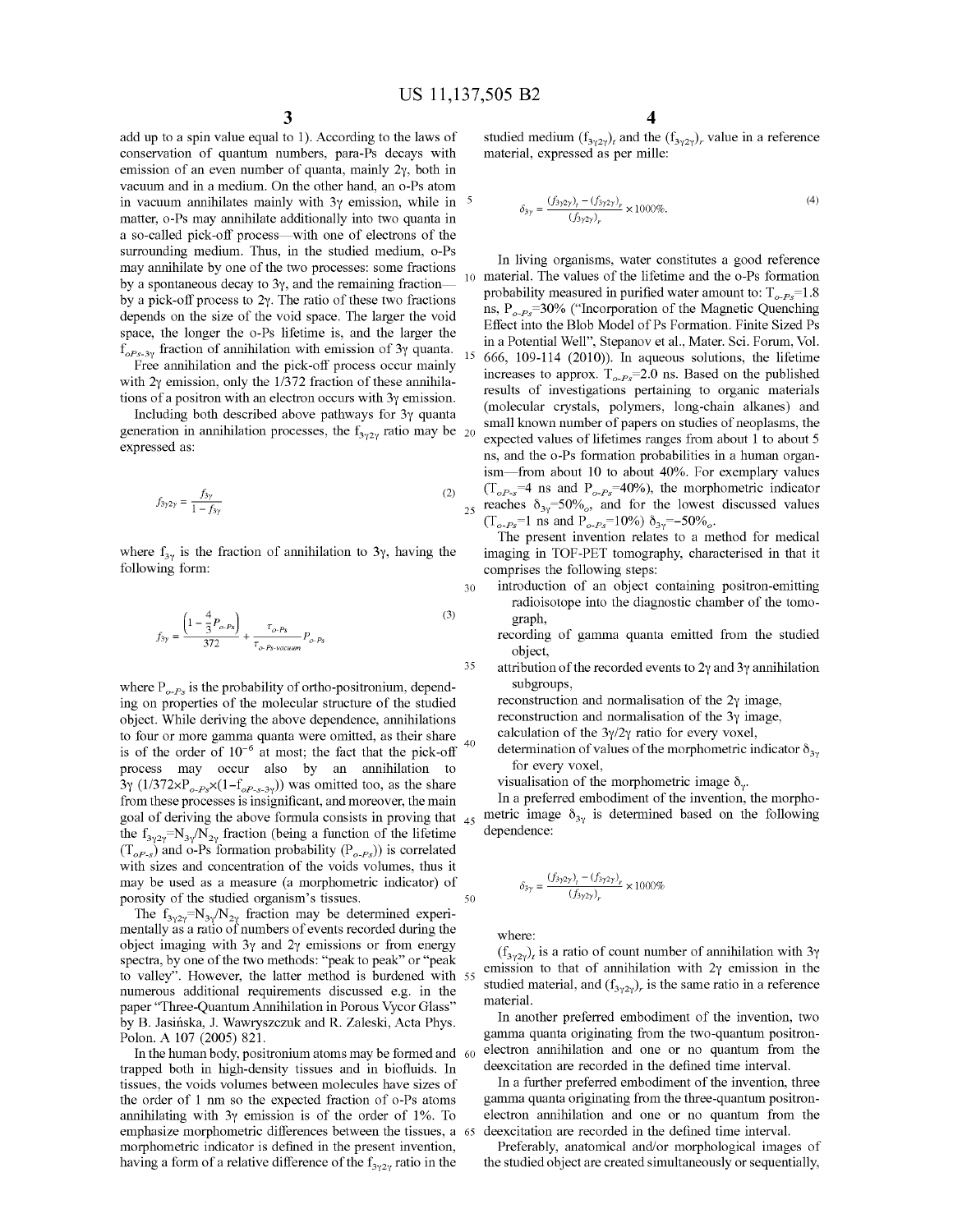add up to a spin value equal to 1). According to the laws of conservation of quantum numbers, para-Ps decays with emission of an even number of quanta, mainly 2γ, both in vacuum and in a medium. On the other hand, an o-Ps atom in vacuum annihilates mainly with 3γ emission, while in matter, o-Ps may annihilate additionally into two quanta in a so-called pick-off process—with one of electrons of the surrounding medium. Thus, in the studied medium, o-Ps may annihilate by one of the two processes: some fractions by a spontaneous decay to 3γ, and the remaining fraction—by a pick-off process to 2γ. The ratio of these two fractions depends on the size of the void space. The larger the void space, the longer the o-Ps lifetime is, and the larger the $f_{oPs\text{-}3\gamma}$ fraction of annihilation with emission of 3γ quanta.

Free annihilation and the pick-off process occur mainly with 2γ emission, only the 1/372 fraction of these annihilations of a positron with an electron occurs with 3γ emission.

Including both described above pathways for 3γ quanta generation in annihilation processes, the $f_{3\gamma 2\gamma}$ ratio may be expressed as:

$$f_{3\gamma 2\gamma} = \frac{f_{3\gamma}}{1 - f_{3\gamma}} \tag{2}$$

where $f_{3\gamma}$ is the fraction of annihilation to 3γ, having the following form:

$$f_{3\gamma} = \frac{\left(1 - \frac{4}{3}P_{o\text{-}Ps}\right)}{372} + \frac{\tau_{o\text{-}Ps}}{\tau_{o\text{-}Ps\text{-}vacuum}} P_{o\text{-}Ps} \tag{3}$$

where $P_{o\text{-}Ps}$ is the probability of ortho-positronium, depending on properties of the molecular structure of the studied object. While deriving the above dependence, annihilations to four or more gamma quanta were omitted, as their share is of the order of $10^{-6}$ at most; the fact that the pick-off process may occur also by an annihilation to 3γ ($1/372 \times P_{o\text{-}Ps} \times (1 - f_{oP\text{-}s\text{-}3\gamma})$) was omitted too, as the share from these processes is insignificant, and moreover, the main goal of deriving the above formula consists in proving that the $f_{3\gamma 2\gamma} = N_{3\gamma}/N_{2\gamma}$ fraction (being a function of the lifetime ($T_{oP\text{-}s}$) and o-Ps formation probability ($P_{o\text{-}Ps}$)) is correlated with sizes and concentration of the voids volumes, thus it may be used as a measure (a morphometric indicator) of porosity of the studied organism's tissues.

The $f_{3\gamma 2\gamma} = N_{3\gamma}/N_{2\gamma}$ fraction may be determined experimentally as a ratio of numbers of events recorded during the object imaging with 3γ and 2γ emissions or from energy spectra, by one of the two methods: "peak to peak" or "peak to valley". However, the latter method is burdened with numerous additional requirements discussed e.g. in the paper "Three-Quantum Annihilation in Porous Vycor Glass" by B. Jasińska, J. Wawryszczuk and R. Zaleski, Acta Phys. Polon. A 107 (2005) 821.

In the human body, positronium atoms may be formed and trapped both in high-density tissues and in biofluids. In tissues, the voids volumes between molecules have sizes of the order of 1 nm so the expected fraction of o-Ps atoms annihilating with 3γ emission is of the order of 1%. To emphasize morphometric differences between the tissues, a morphometric indicator is defined in the present invention, having a form of a relative difference of the $f_{3\gamma 2\gamma}$ ratio in the studied medium $(f_{3\gamma 2\gamma})_t$ and the $(f_{3\gamma 2\gamma})_r$ value in a reference material, expressed as per mille:

$$\delta_{3\gamma} = \frac{(f_{3\gamma 2\gamma})_t - (f_{3\gamma 2\gamma})_r}{(f_{3\gamma 2\gamma})_r} \times 1000‰. \tag{4}$$

In living organisms, water constitutes a good reference material. The values of the lifetime and the o-Ps formation probability measured in purified water amount to: $T_{o\text{-}Ps} = 1.8$ ns, $P_{o\text{-}Ps} = 30\%$ ("Incorporation of the Magnetic Quenching Effect into the Blob Model of Ps Formation. Finite Sized Ps in a Potential Well", Stepanov et al., Mater. Sci. Forum, Vol. 666, 109-114 (2010)). In aqueous solutions, the lifetime increases to approx. $T_{o\text{-}Ps} = 2.0$ ns. Based on the published results of investigations pertaining to organic materials (molecular crystals, polymers, long-chain alkanes) and small known number of papers on studies of neoplasms, the expected values of lifetimes ranges from about 1 to about 5 ns, and the o-Ps formation probabilities in a human organism—from about 10 to about 40%. For exemplary values ($T_{oP\text{-}s} = 4$ ns and $P_{o\text{-}Ps} = 40\%$), the morphometric indicator reaches $\delta_{3\gamma} = 50‰$, and for the lowest discussed values ($T_{o\text{-}Ps} = 1$ ns and $P_{o\text{-}Ps} = 10\%$) $\delta_{3\gamma} = -50‰$.

The present invention relates to a method for medical imaging in TOF-PET tomography, characterised in that it comprises the following steps:

- introduction of an object containing positron-emitting radioisotope into the diagnostic chamber of the tomograph,
- recording of gamma quanta emitted from the studied object,
- attribution of the recorded events to 2γ and 3γ annihilation subgroups,
- reconstruction and normalisation of the 2γ image,
- reconstruction and normalisation of the 3γ image,
- calculation of the 3γ/2γ ratio for every voxel,
- determination of values of the morphometric indicator $\delta_{3\gamma}$ for every voxel,
- visualisation of the morphometric image $\delta_{\gamma}$.

In a preferred embodiment of the invention, the morphometric image $\delta_{3\gamma}$ is determined based on the following dependence:

$$\delta_{3\gamma} = \frac{(f_{3\gamma 2\gamma})_t - (f_{3\gamma 2\gamma})_r}{(f_{3\gamma 2\gamma})_r} \times 1000‰$$

where:

$(f_{3\gamma 2\gamma})_t$ is a ratio of count number of annihilation with 3γ emission to that of annihilation with 2γ emission in the studied material, and $(f_{3\gamma 2\gamma})_r$ is the same ratio in a reference material.

In another preferred embodiment of the invention, two gamma quanta originating from the two-quantum positron-electron annihilation and one or no quantum from the deexcitation are recorded in the defined time interval.

In a further preferred embodiment of the invention, three gamma quanta originating from the three-quantum positron-electron annihilation and one or no quantum from the deexcitation are recorded in the defined time interval.

Preferably, anatomical and/or morphological images of the studied object are created simultaneously or sequentially,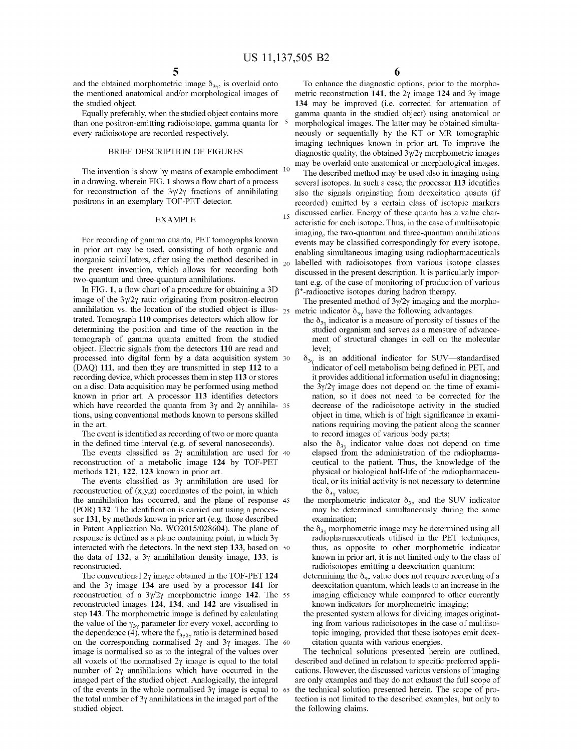and the obtained morphometric image $\delta_{3\gamma}$ is overlaid onto the mentioned anatomical and/or morphological images of the studied object.

Equally preferably, when the studied object contains more than one positron-emitting radioisotope, gamma quanta for every radioisotope are recorded respectively.

## BRIEF DESCRIPTION OF FIGURES

The invention is show by means of example embodiment in a drawing, wherein FIG. 1 shows a flow chart of a process for reconstruction of the $3\gamma/2\gamma$ fractions of annihilating positrons in an exemplary TOF-PET detector.

## EXAMPLE

For recording of gamma quanta, PET tomographs known in prior art may be used, consisting of both organic and inorganic scintillators, after using the method described in the present invention, which allows for recording both two-quantum and three-quantum annihilations.

In FIG. 1, a flow chart of a procedure for obtaining a 3D image of the $3\gamma/2\gamma$ ratio originating from positron-electron annihilation vs. the location of the studied object is illustrated. Tomograph **110** comprises detectors which allow for determining the position and time of the reaction in the tomograph of gamma quanta emitted from the studied object. Electric signals from the detectors **110** are read and processed into digital form by a data acquisition system (DAQ) **111**, and then they are transmitted in step **112** to a recording device, which processes them in step **113** or stores on a disc. Data acquisition may be performed using method known in prior art. A processor **113** identifies detectors which have recorded the quanta from $3\gamma$ and $2\gamma$ annihilations, using conventional methods known to persons skilled in the art.

The event is identified as recording of two or more quanta in the defined time interval (e.g. of several nanoseconds).

The events classified as $2\gamma$ annihilation are used for reconstruction of a metabolic image **124** by TOF-PET methods **121**, **122**, **123** known in prior art.

The events classified as $3\gamma$ annihilation are used for reconstruction of (x,y,z) coordinates of the point, in which the annihilation has occurred, and the plane of response (POR) **132**. The identification is carried out using a processor **131**, by methods known in prior art (e.g. those described in Patent Application No. WO2015/028604). The plane of response is defined as a plane containing point, in which $3\gamma$ interacted with the detectors. In the next step **133**, based on the data of **132**, a $3\gamma$ annihilation density image, **133**, is reconstructed.

The conventional $2\gamma$ image obtained in the TOF-PET **124** and the $3\gamma$ image **134** are used by a processor **141** for reconstruction of a $3\gamma/2\gamma$ morphometric image **142**. The reconstructed images **124**, **134**, and **142** are visualised in step **143**. The morphometric image is defined by calculating the value of the $\gamma_{3\gamma}$ parameter for every voxel, according to the dependence (4), where the $f_{3\gamma 2\gamma}$ ratio is determined based on the corresponding normalised $2\gamma$ and $3\gamma$ images. The image is normalised so as to the integral of the values over all voxels of the normalised $2\gamma$ image is equal to the total number of $2\gamma$ annihilations which have occurred in the imaged part of the studied object. Analogically, the integral of the events in the whole normalised $3\gamma$ image is equal to the total number of $3\gamma$ annihilations in the imaged part of the studied object.

To enhance the diagnostic options, prior to the morphometric reconstruction **141**, the $2\gamma$ image **124** and $3\gamma$ image **134** may be improved (i.e. corrected for attenuation of gamma quanta in the studied object) using anatomical or morphological images. The latter may be obtained simultaneously or sequentially by the KT or MR tomographic imaging techniques known in prior art. To improve the diagnostic quality, the obtained $3\gamma/2\gamma$ morphometric images may be overlaid onto anatomical or morphological images.

The described method may be used also in imaging using several isotopes. In such a case, the processor **113** identifies also the signals originating from deexcitation quanta (if recorded) emitted by a certain class of isotopic markers discussed earlier. Energy of these quanta has a value characteristic for each isotope. Thus, in the case of multiisotopic imaging, the two-quantum and three-quantum annihilations events may be classified correspondingly for every isotope, enabling simultaneous imaging using radiopharmaceuticals labelled with radioisotopes from various isotope classes discussed in the present description. It is particularly important e.g. of the case of monitoring of production of various $\beta^+$-radioactive isotopes during hadron therapy.

The presented method of $3\gamma/2\gamma$ imaging and the morphometric indicator $\delta_{3\gamma}$ have the following advantages:

- the $\delta_{3\gamma}$ indicator is a measure of porosity of tissues of the studied organism and serves as a measure of advancement of structural changes in cell on the molecular level;
- $\delta_{3\gamma}$ is an additional indicator for SUV—standardised indicator of cell metabolism being defined in PET, and it provides additional information useful in diagnosing;
- the $3\gamma/2\gamma$ image does not depend on the time of examination, so it does not need to be corrected for the decrease of the radioisotope activity in the studied object in time, which is of high significance in examinations requiring moving the patient along the scanner to record images of various body parts;
- also the $\delta_{3\gamma}$ indicator value does not depend on time elapsed from the administration of the radiopharmaceutical to the patient. Thus, the knowledge of the physical or biological half-life of the radiopharmaceutical, or its initial activity is not necessary to determine the $\delta_{3\gamma}$ value;
- the morphometric indicator $\delta_{3\gamma}$ and the SUV indicator may be determined simultaneously during the same examination;
- the $\delta_{3\gamma}$ morphometric image may be determined using all radiopharmaceuticals utilised in the PET techniques, thus, as opposite to other morphometric indicator known in prior art, it is not limited only to the class of radioisotopes emitting a deexcitation quantum;
- determining the $\delta_{3\gamma}$ value does not require recording of a deexcitation quantum, which leads to an increase in the imaging efficiency while compared to other currently known indicators for morphometric imaging;
- the presented system allows for dividing images originating from various radioisotopes in the case of multiisotopic imaging, provided that these isotopes emit deexcitation quanta with various energies.

The technical solutions presented herein are outlined, described and defined in relation to specific preferred applications. However, the discussed various versions of imaging are only examples and they do not exhaust the full scope of the technical solution presented herein. The scope of protection is not limited to the described examples, but only to the following claims.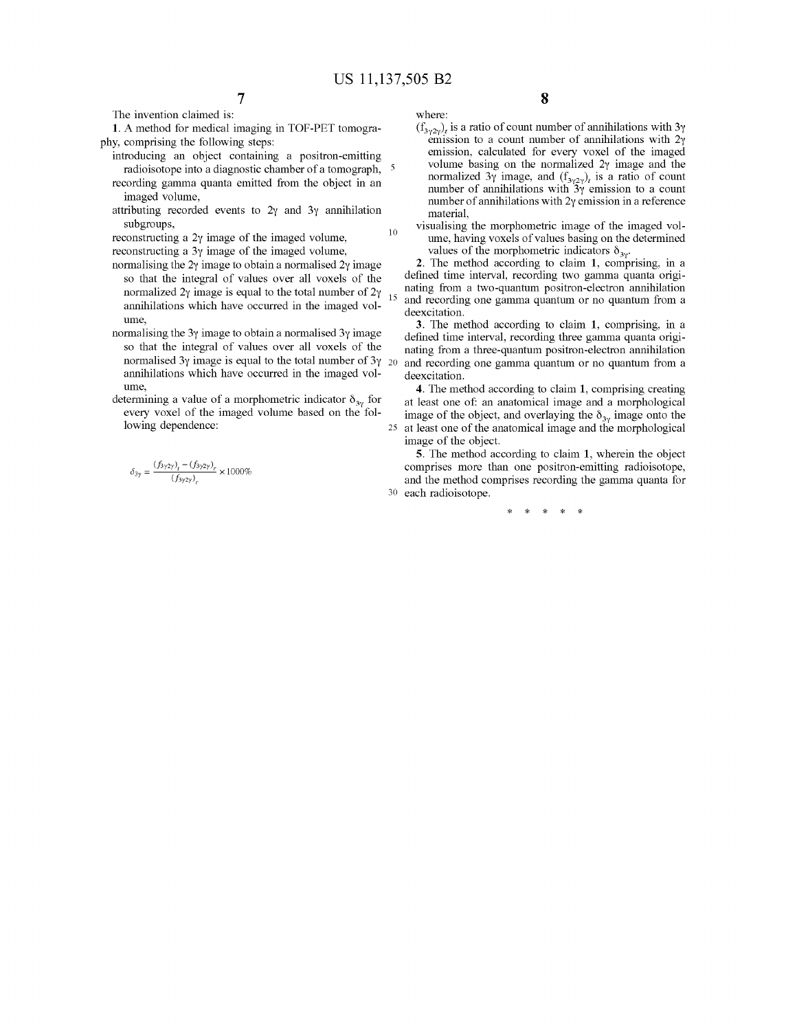The invention claimed is:

1. A method for medical imaging in TOF-PET tomography, comprising the following steps:
   - introducing an object containing a positron-emitting radioisotope into a diagnostic chamber of a tomograph,
   - recording gamma quanta emitted from the object in an imaged volume,
   - attributing recorded events to 2γ and 3γ annihilation subgroups,
   - reconstructing a 2γ image of the imaged volume,
   - reconstructing a 3γ image of the imaged volume,
   - normalising the 2γ image to obtain a normalised 2γ image so that the integral of values over all voxels of the normalized 2γ image is equal to the total number of 2γ annihilations which have occurred in the imaged volume,
   - normalising the 3γ image to obtain a normalised 3γ image so that the integral of values over all voxels of the normalised 3γ image is equal to the total number of 3γ annihilations which have occurred in the imaged volume,
   - determining a value of a morphometric indicator $\delta_{3\gamma}$ for every voxel of the imaged volume based on the following dependence:

$$\delta_{3\gamma} = \frac{(f_{3\gamma 2\gamma})_t - (f_{3\gamma 2\gamma})_r}{(f_{3\gamma 2\gamma})_r} \times 1000\%$$

   where:
   - $(f_{3\gamma 2\gamma})_t$ is a ratio of count number of annihilations with 3γ emission to a count number of annihilations with 2γ emission, calculated for every voxel of the imaged volume basing on the normalized 2γ image and the normalized 3γ image, and $(f_{3\gamma 2\gamma})_t$ is a ratio of count number of annihilations with 3γ emission to a count number of annihilations with 2γ emission in a reference material,
   - visualising the morphometric image of the imaged volume, having voxels of values basing on the determined values of the morphometric indicators $\delta_{3\gamma}$.

2. The method according to claim 1, comprising, in a defined time interval, recording two gamma quanta originating from a two-quantum positron-electron annihilation and recording one gamma quantum or no quantum from a deexcitation.

3. The method according to claim 1, comprising, in a defined time interval, recording three gamma quanta originating from a three-quantum positron-electron annihilation and recording one gamma quantum or no quantum from a deexcitation.

4. The method according to claim 1, comprising creating at least one of: an anatomical image and a morphological image of the object, and overlaying the $\delta_{3\gamma}$ image onto the at least one of the anatomical image and the morphological image of the object.

5. The method according to claim 1, wherein the object comprises more than one positron-emitting radioisotope, and the method comprises recording the gamma quanta for each radioisotope.

* * * * *